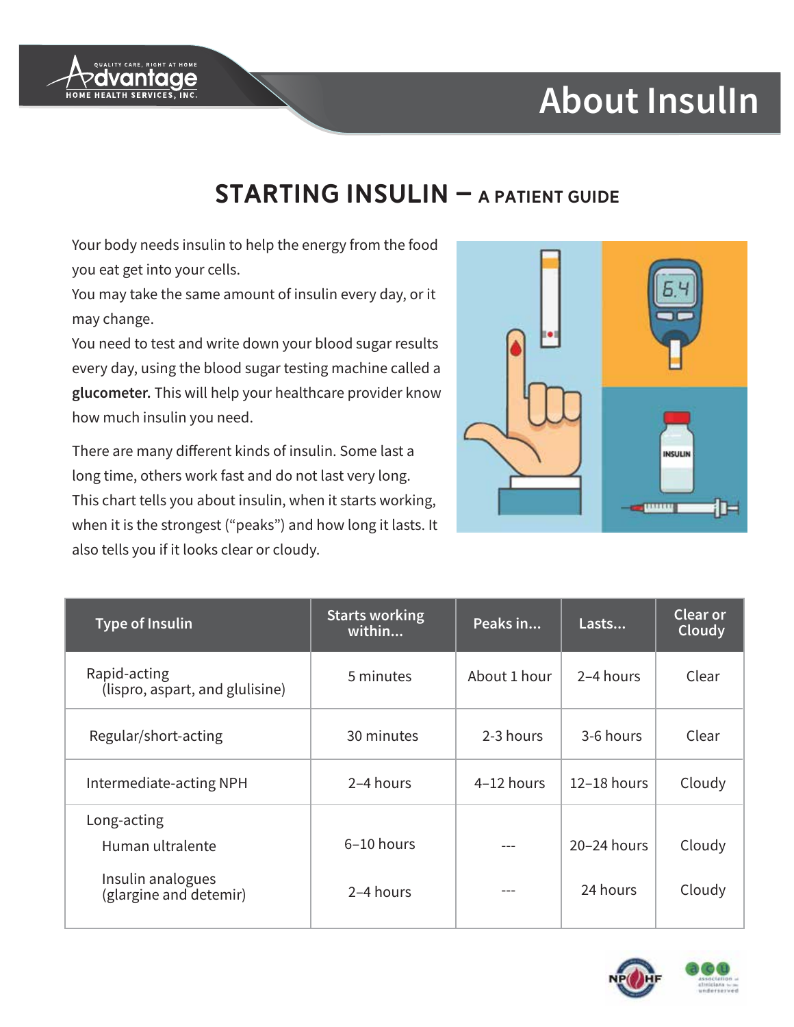# About Insulin

## STARTING INSULIN – A PATIENT GUIDE

Your body needs insulin to help the energy from the food you eat get into your cells.
You may take the same amount of insulin every day, or it may change.
You need to test and write down your blood sugar results every day, using the blood sugar testing machine called a **glucometer.** This will help your healthcare provider know how much insulin you need.

There are many different kinds of insulin. Some last a long time, others work fast and do not last very long. This chart tells you about insulin, when it starts working, when it is the strongest ("peaks") and how long it lasts. It also tells you if it looks clear or cloudy.

| Type of Insulin | Starts working within... | Peaks in... | Lasts... | Clear or Cloudy |
|---|---|---|---|---|
| Rapid-acting (lispro, aspart, and glulisine) | 5 minutes | About 1 hour | 2–4 hours | Clear |
| Regular/short-acting | 30 minutes | 2-3 hours | 3-6 hours | Clear |
| Intermediate-acting NPH | 2–4 hours | 4–12 hours | 12–18 hours | Cloudy |
| Long-acting | | | | |
| Human ultralente | 6–10 hours | --- | 20–24 hours | Cloudy |
| Insulin analogues (glargine and detemir) | 2–4 hours | --- | 24 hours | Cloudy |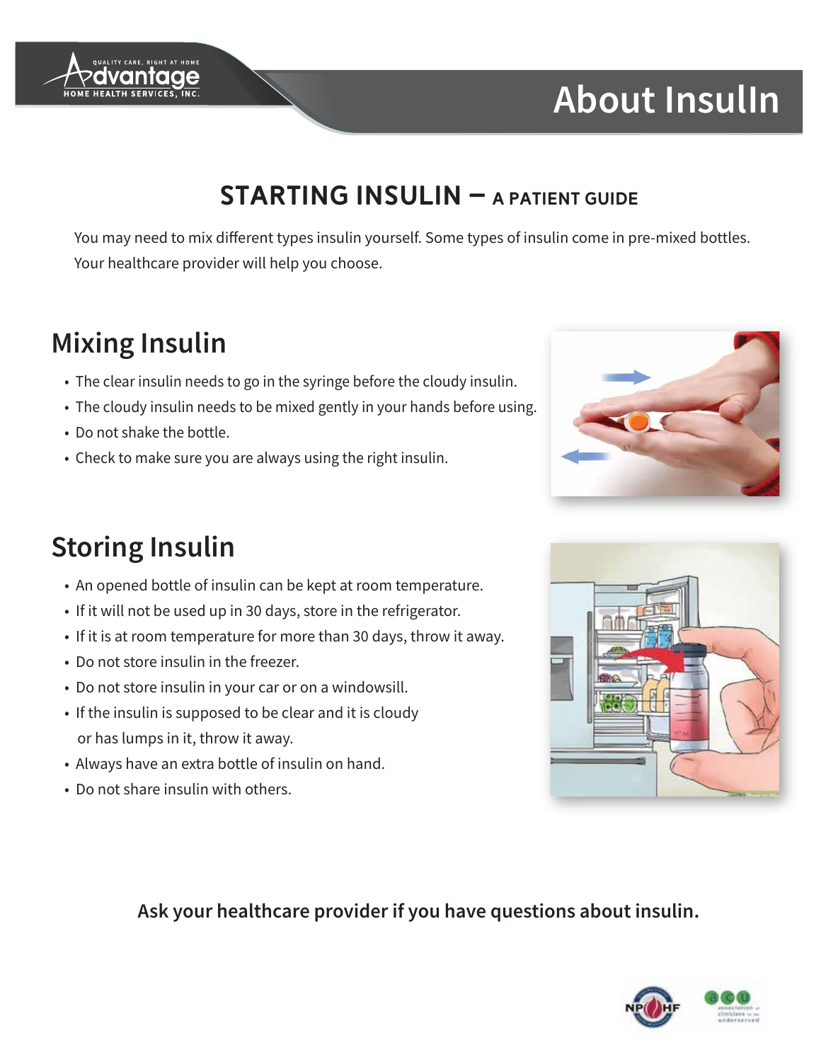# About InsulIn

## STARTING INSULIN – A PATIENT GUIDE

You may need to mix different types insulin yourself. Some types of insulin come in pre-mixed bottles. Your healthcare provider will help you choose.

## Mixing Insulin

- The clear insulin needs to go in the syringe before the cloudy insulin.
- The cloudy insulin needs to be mixed gently in your hands before using.
- Do not shake the bottle.
- Check to make sure you are always using the right insulin.

## Storing Insulin

- An opened bottle of insulin can be kept at room temperature.
- If it will not be used up in 30 days, store in the refrigerator.
- If it is at room temperature for more than 30 days, throw it away.
- Do not store insulin in the freezer.
- Do not store insulin in your car or on a windowsill.
- If the insulin is supposed to be clear and it is cloudy or has lumps in it, throw it away.
- Always have an extra bottle of insulin on hand.
- Do not share insulin with others.

**Ask your healthcare provider if you have questions about insulin.**